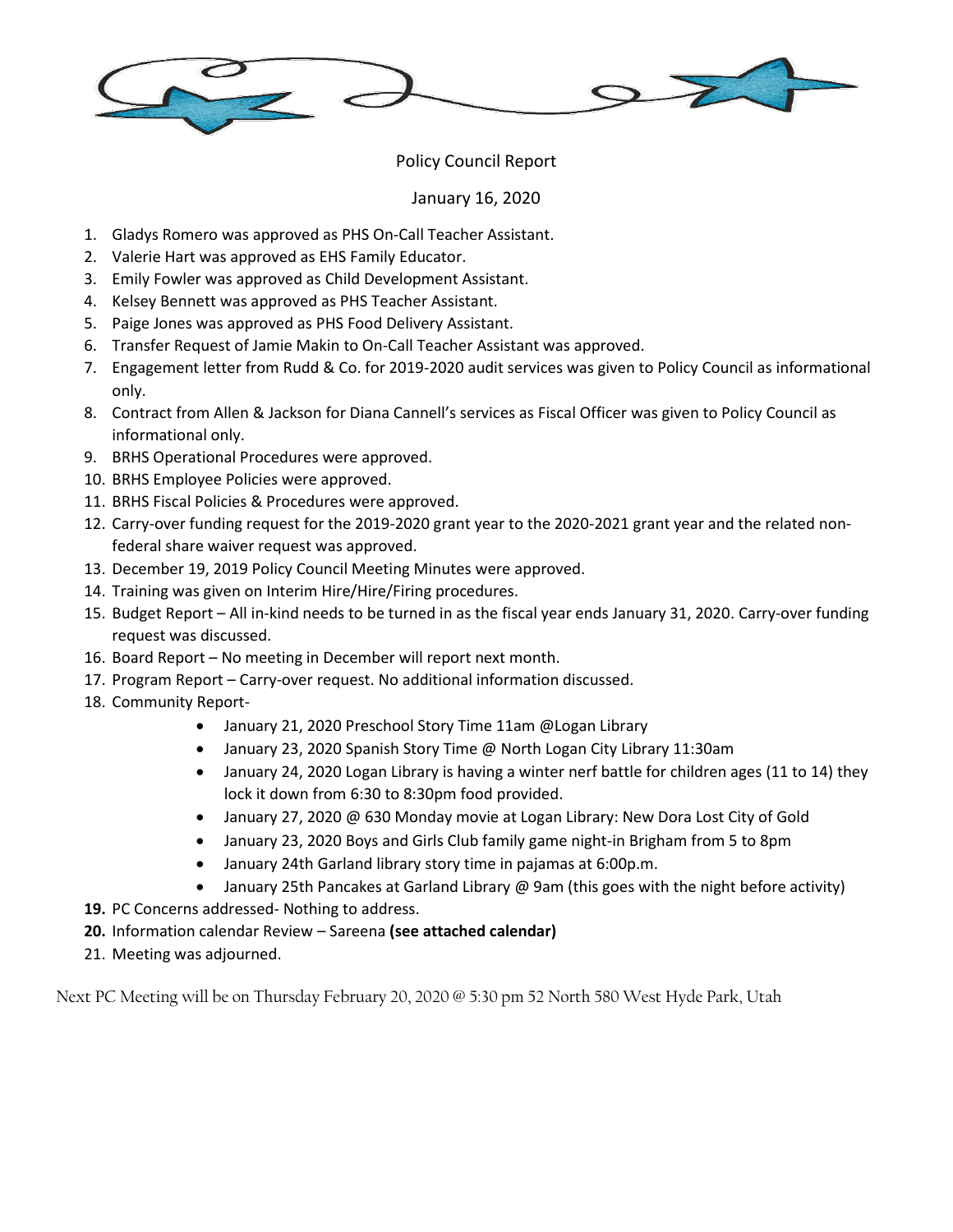# Policy Council Report

January 16, 2020

1. Gladys Romero was approved as PHS On-Call Teacher Assistant.
2. Valerie Hart was approved as EHS Family Educator.
3. Emily Fowler was approved as Child Development Assistant.
4. Kelsey Bennett was approved as PHS Teacher Assistant.
5. Paige Jones was approved as PHS Food Delivery Assistant.
6. Transfer Request of Jamie Makin to On-Call Teacher Assistant was approved.
7. Engagement letter from Rudd & Co. for 2019-2020 audit services was given to Policy Council as informational only.
8. Contract from Allen & Jackson for Diana Cannell's services as Fiscal Officer was given to Policy Council as informational only.
9. BRHS Operational Procedures were approved.
10. BRHS Employee Policies were approved.
11. BRHS Fiscal Policies & Procedures were approved.
12. Carry-over funding request for the 2019-2020 grant year to the 2020-2021 grant year and the related non-federal share waiver request was approved.
13. December 19, 2019 Policy Council Meeting Minutes were approved.
14. Training was given on Interim Hire/Hire/Firing procedures.
15. Budget Report – All in-kind needs to be turned in as the fiscal year ends January 31, 2020. Carry-over funding request was discussed.
16. Board Report – No meeting in December will report next month.
17. Program Report – Carry-over request. No additional information discussed.
18. Community Report-
    - January 21, 2020 Preschool Story Time 11am @Logan Library
    - January 23, 2020 Spanish Story Time @ North Logan City Library 11:30am
    - January 24, 2020 Logan Library is having a winter nerf battle for children ages (11 to 14) they lock it down from 6:30 to 8:30pm food provided.
    - January 27, 2020 @ 630 Monday movie at Logan Library: New Dora Lost City of Gold
    - January 23, 2020 Boys and Girls Club family game night-in Brigham from 5 to 8pm
    - January 24th Garland library story time in pajamas at 6:00p.m.
    - January 25th Pancakes at Garland Library @ 9am (this goes with the night before activity)
19. PC Concerns addressed- Nothing to address.
20. Information calendar Review – Sareena **(see attached calendar)**
21. Meeting was adjourned.

Next PC Meeting will be on Thursday February 20, 2020 @ 5:30 pm 52 North 580 West Hyde Park, Utah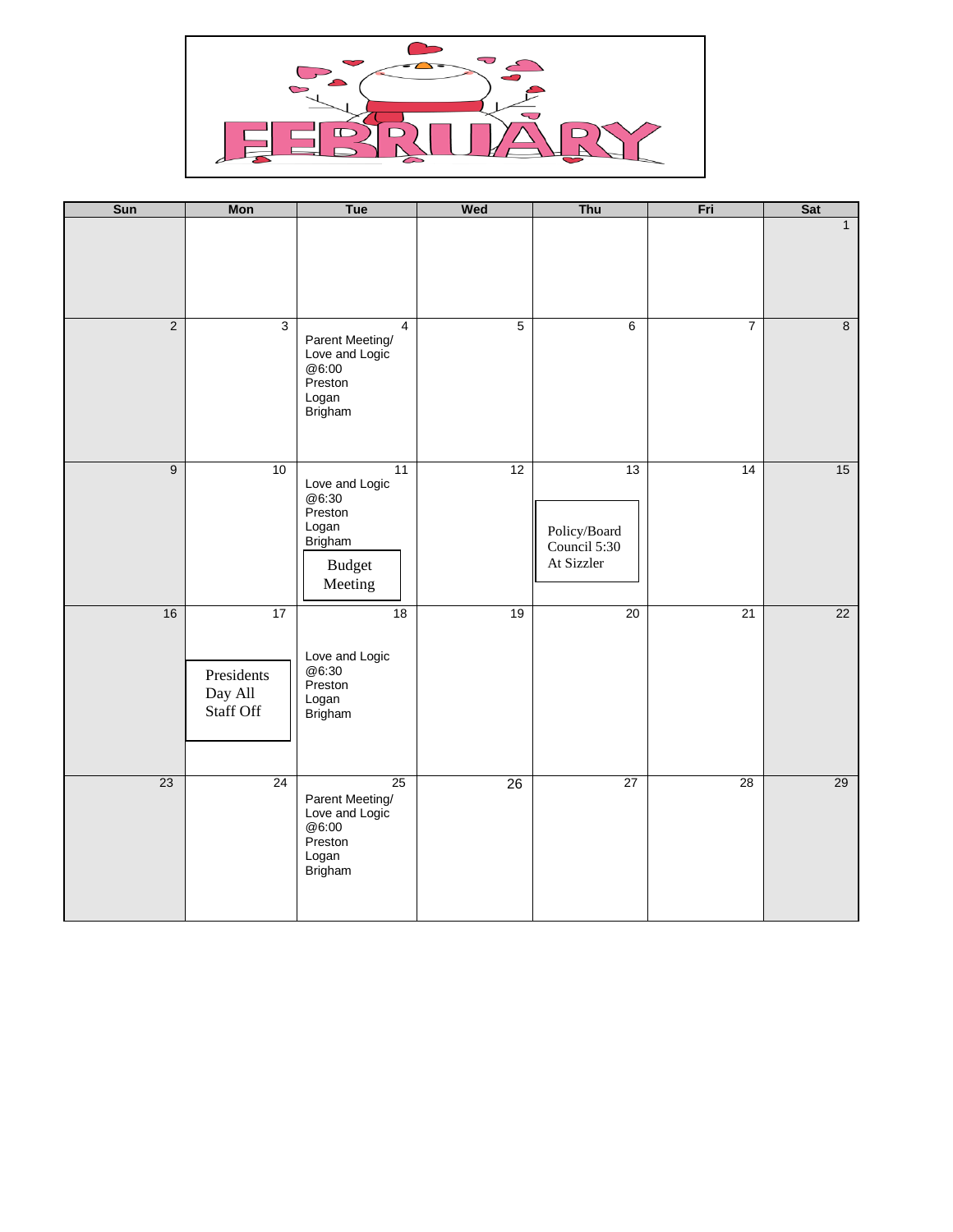# FEBRUARY

| Sun | Mon | Tue | Wed | Thu | Fri | Sat |
| --- | --- | --- | --- | --- | --- | --- |
| | | | | | | 1 |
| 2 | 3 | 4 Parent Meeting/ Love and Logic @6:00 Preston Logan Brigham | 5 | 6 | 7 | 8 |
| 9 | 10 | 11 Love and Logic @6:30 Preston Logan Brigham Budget Meeting | 12 | 13 Policy/Board Council 5:30 At Sizzler | 14 | 15 |
| 16 | 17 Presidents Day All Staff Off | 18 Love and Logic @6:30 Preston Logan Brigham | 19 | 20 | 21 | 22 |
| 23 | 24 | 25 Parent Meeting/ Love and Logic @6:00 Preston Logan Brigham | 26 | 27 | 28 | 29 |